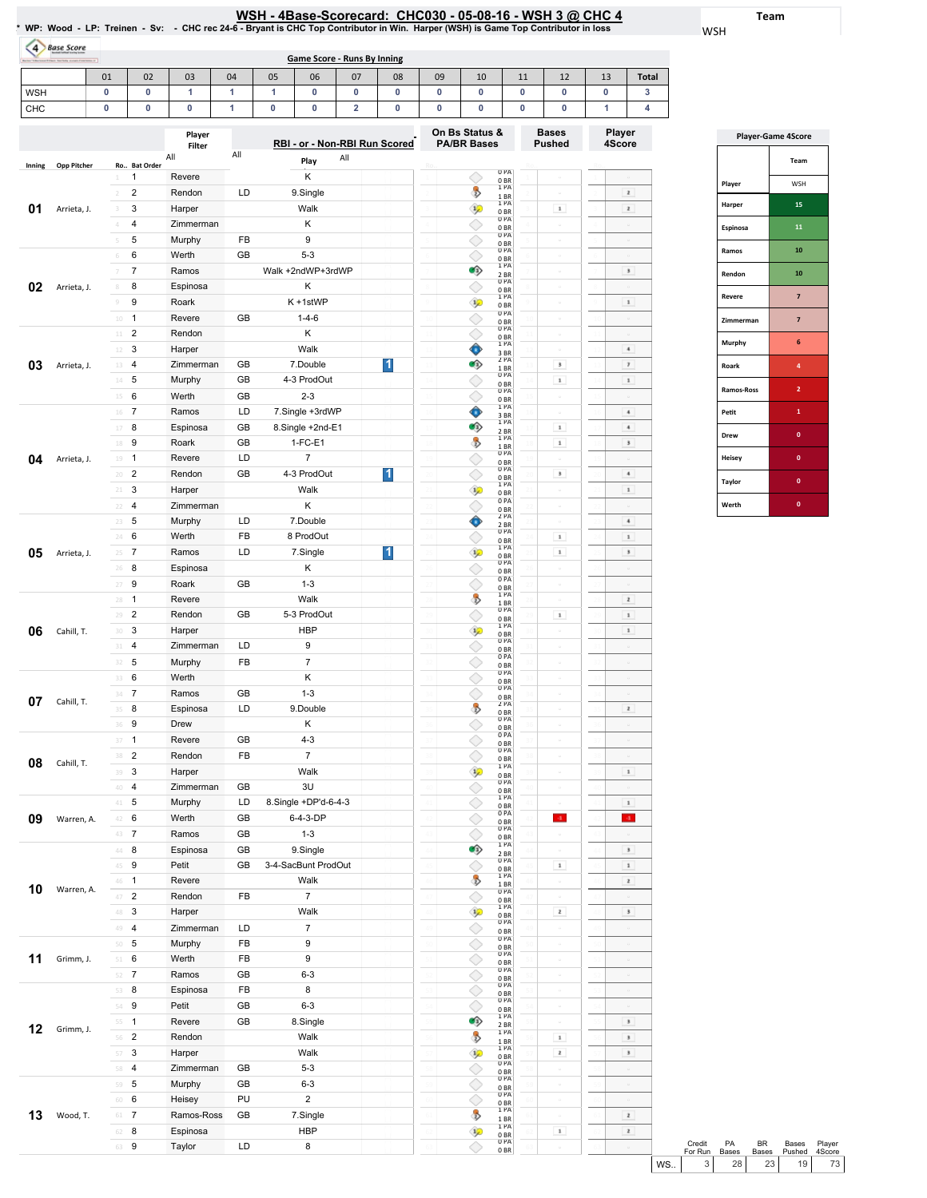# WSH - 4Base-Scorecard: CHC030 - 05-08-16 - WSH 3 @ CHC 4

\* WP: Wood - LP: Treinen - Sv: - CHC rec 24-6 - Bryant is CHC Top Contributor in Win. Harper (WSH) is Game Top Contributor in loss

Team: WSH

## Game Score - Runs By Inning

| | 01 | 02 | 03 | 04 | 05 | 06 | 07 | 08 | 09 | 10 | 11 | 12 | 13 | Total |
|---|---|---|---|---|---|---|---|---|---|---|---|---|---|---|
| WSH | 0 | 0 | 1 | 1 | 1 | 0 | 0 | 0 | 0 | 0 | 0 | 0 | 0 | 3 |
| CHC | 0 | 0 | 0 | 1 | 0 | 0 | 2 | 0 | 0 | 0 | 0 | 0 | 1 | 4 |

| Inning | Opp Pitcher | Ro.. | Bat Order | Player | | Play | RBI | On Bs Status & PA/BR Bases | Bases Pushed | Player 4Score |
|---|---|---|---|---|---|---|---|---|---|---|
| 01 | Arrieta, J. | 1 | 1 | Revere | | K | | 0 PA 0 BR | | |
| | | 2 | 2 | Rendon | LD | 9.Single | | 1 PA 1 BR | | 2 |
| | | 3 | 3 | Harper | | Walk | | 1 PA 0 BR | 1 | 2 |
| | | 4 | 4 | Zimmerman | | K | | 0 PA 0 BR | | |
| | | 5 | 5 | Murphy | FB | 9 | | 0 PA 0 BR | | |
| 02 | Arrieta, J. | 6 | 6 | Werth | GB | 5-3 | | 0 PA 0 BR | | |
| | | 7 | 7 | Ramos | | Walk +2ndWP+3rdWP | | 1 PA 2 BR | | 3 |
| | | 8 | 8 | Espinosa | | K | | 0 PA 0 BR | | |
| | | 9 | 9 | Roark | | K +1stWP | | 1 PA 0 BR | | 1 |
| 03 | Arrieta, J. | 10 | 1 | Revere | GB | 1-4-6 | | 0 PA 0 BR | | |
| | | 11 | 2 | Rendon | | K | | 0 PA 0 BR | | |
| | | 12 | 3 | Harper | | Walk | | 1 PA 3 BR | | 4 |
| | | 13 | 4 | Zimmerman | GB | 7.Double | 1 | 2 PA 1 BR | 3 | 7 |
| | | 14 | 5 | Murphy | GB | 4-3 ProdOut | | 0 PA 0 BR | 1 | 1 |
| | | 15 | 6 | Werth | GB | 2-3 | | 0 PA 0 BR | | |
| 04 | Arrieta, J. | 16 | 7 | Ramos | LD | 7.Single +3rdWP | | 1 PA 3 BR | | 4 |
| | | 17 | 8 | Espinosa | GB | 8.Single +2nd-E1 | | 1 PA 2 BR | 1 | 4 |
| | | 18 | 9 | Roark | GB | 1-FC-E1 | | 1 PA 1 BR | 1 | 3 |
| | | 19 | 1 | Revere | LD | 7 | | 0 PA 0 BR | | |
| | | 20 | 2 | Rendon | GB | 4-3 ProdOut | 1 | 0 PA 0 BR | 3 | 4 |
| | | 21 | 3 | Harper | | Walk | | 1 PA 0 BR | | 1 |
| | | 22 | 4 | Zimmerman | | K | | 0 PA 0 BR | | |
| 05 | Arrieta, J. | 23 | 5 | Murphy | LD | 7.Double | | 2 PA 2 BR | | 4 |
| | | 24 | 6 | Werth | FB | 8 ProdOut | | 0 PA 0 BR | 1 | 1 |
| | | 25 | 7 | Ramos | LD | 7.Single | 1 | 1 PA 0 BR | 1 | 3 |
| | | 26 | 8 | Espinosa | | K | | 0 PA 0 BR | | |
| | | 27 | 9 | Roark | GB | 1-3 | | 0 PA 0 BR | | |
| 06 | Cahill, T. | 28 | 1 | Revere | | Walk | | 1 PA 1 BR | | 2 |
| | | 29 | 2 | Rendon | GB | 5-3 ProdOut | | 0 PA 0 BR | 1 | 1 |
| | | 30 | 3 | Harper | | HBP | | 1 PA 0 BR | | 1 |
| | | 31 | 4 | Zimmerman | LD | 9 | | 0 PA 0 BR | | |
| | | 32 | 5 | Murphy | FB | 7 | | 0 PA 0 BR | | |
| 07 | Cahill, T. | 33 | 6 | Werth | | K | | 0 PA 0 BR | | |
| | | 34 | 7 | Ramos | GB | 1-3 | | 0 PA 0 BR | | |
| | | 35 | 8 | Espinosa | LD | 9.Double | | 2 PA 0 BR | | 2 |
| | | 36 | 9 | Drew | | K | | 0 PA 0 BR | | |
| 08 | Cahill, T. | 37 | 1 | Revere | GB | 4-3 | | 0 PA 0 BR | | |
| | | 38 | 2 | Rendon | FB | 7 | | 0 PA 0 BR | | |
| | | 39 | 3 | Harper | | Walk | | 1 PA 0 BR | | 1 |
| | | 40 | 4 | Zimmerman | GB | 3U | | 0 PA 0 BR | | |
| 09 | Warren, A. | 41 | 5 | Murphy | LD | 8.Single +DP'd-6-4-3 | | 1 PA 0 BR | | 1 |
| | | 42 | 6 | Werth | GB | 6-4-3-DP | | 0 PA 0 BR | -1 | -1 |
| | | 43 | 7 | Ramos | GB | 1-3 | | 0 PA 0 BR | | |
| 10 | Warren, A. | 44 | 8 | Espinosa | GB | 9.Single | | 1 PA 2 BR | | 3 |
| | | 45 | 9 | Petit | GB | 3-4-SacBunt ProdOut | | 0 PA 0 BR | 1 | 1 |
| | | 46 | 1 | Revere | | Walk | | 1 PA 1 BR | | 2 |
| | | 47 | 2 | Rendon | FB | 7 | | 0 PA 0 BR | | |
| | | 48 | 3 | Harper | | Walk | | 1 PA 0 BR | 2 | 3 |
| | | 49 | 4 | Zimmerman | LD | 7 | | 0 PA 0 BR | | |
| 11 | Grimm, J. | 50 | 5 | Murphy | FB | 9 | | 0 PA 0 BR | | |
| | | 51 | 6 | Werth | FB | 9 | | 0 PA 0 BR | | |
| | | 52 | 7 | Ramos | GB | 6-3 | | 0 PA 0 BR | | |
| 12 | Grimm, J. | 53 | 8 | Espinosa | FB | 8 | | 0 PA 0 BR | | |
| | | 54 | 9 | Petit | GB | 6-3 | | 0 PA 0 BR | | |
| | | 55 | 1 | Revere | GB | 8.Single | | 1 PA 2 BR | | 3 |
| | | 56 | 2 | Rendon | | Walk | | 1 PA 1 BR | 1 | 3 |
| | | 57 | 3 | Harper | | Walk | | 1 PA 0 BR | 2 | 3 |
| | | 58 | 4 | Zimmerman | GB | 5-3 | | 0 PA 0 BR | | |
| 13 | Wood, T. | 59 | 5 | Murphy | GB | 6-3 | | 0 PA 0 BR | | |
| | | 60 | 6 | Heisey | PU | 2 | | 0 PA 0 BR | | |
| | | 61 | 7 | Ramos-Ross | GB | 7.Single | | 1 PA 1 BR | | 2 |
| | | 62 | 8 | Espinosa | | HBP | | 1 PA 0 BR | 1 | 2 |
| | | 63 | 9 | Taylor | LD | 8 | | 0 PA 0 BR | | |

| | Credit For Run | PA Bases | BR Bases | Bases Pushed | Player 4Score |
|---|---|---|---|---|---|
| WS.. | 3 | 28 | 23 | 19 | 73 |

## Player-Game 4Score

| Player | Team WSH |
|---|---|
| Harper | 15 |
| Espinosa | 11 |
| Ramos | 10 |
| Rendon | 10 |
| Revere | 7 |
| Zimmerman | 7 |
| Murphy | 6 |
| Roark | 4 |
| Ramos-Ross | 2 |
| Petit | 1 |
| Drew | 0 |
| Heisey | 0 |
| Taylor | 0 |
| Werth | 0 |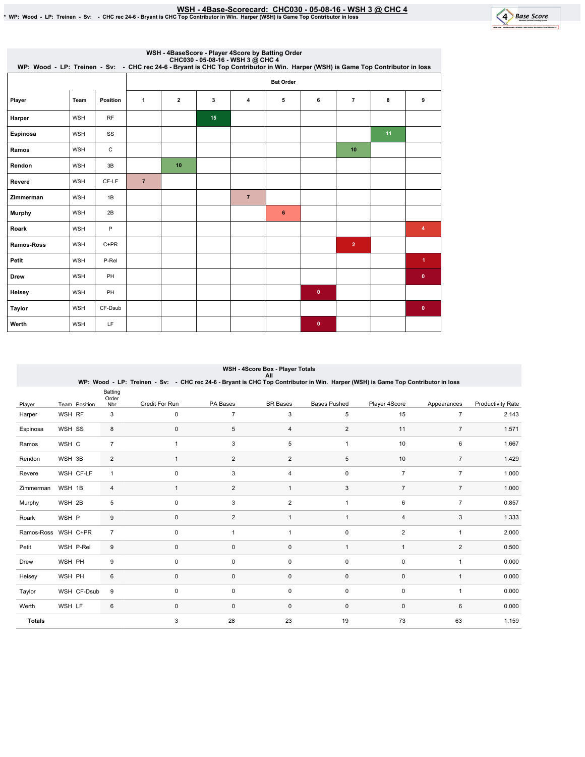# WSH - 4Base-Scorecard: CHC030 - 05-08-16 - WSH 3 @ CHC 4

* WP: Wood - LP: Treinen - Sv: - CHC rec 24-6 - Bryant is CHC Top Contributor in Win. Harper (WSH) is Game Top Contributor in loss

## WSH - 4BaseScore - Player 4Score by Batting Order

CHC030 - 05-08-16 - WSH 3 @ CHC 4

WP: Wood - LP: Treinen - Sv: - CHC rec 24-6 - Bryant is CHC Top Contributor in Win. Harper (WSH) is Game Top Contributor in loss

| Player | Team | Position | Bat Order 1 | 2 | 3 | 4 | 5 | 6 | 7 | 8 | 9 |
|---|---|---|---|---|---|---|---|---|---|---|---|
| Harper | WSH | RF | | | 15 | | | | | | |
| Espinosa | WSH | SS | | | | | | | | 11 | |
| Ramos | WSH | C | | | | | | | 10 | | |
| Rendon | WSH | 3B | | 10 | | | | | | | |
| Revere | WSH | CF-LF | 7 | | | | | | | | |
| Zimmerman | WSH | 1B | | | | 7 | | | | | |
| Murphy | WSH | 2B | | | | | 6 | | | | |
| Roark | WSH | P | | | | | | | | | 4 |
| Ramos-Ross | WSH | C+PR | | | | | | | 2 | | |
| Petit | WSH | P-Rel | | | | | | | | | 1 |
| Drew | WSH | PH | | | | | | | | | 0 |
| Heisey | WSH | PH | | | | | | 0 | | | |
| Taylor | WSH | CF-Dsub | | | | | | | | | 0 |
| Werth | WSH | LF | | | | | | 0 | | | |

## WSH - 4Score Box - Player Totals

All

WP: Wood - LP: Treinen - Sv: - CHC rec 24-6 - Bryant is CHC Top Contributor in Win. Harper (WSH) is Game Top Contributor in loss

| Player | Team | Position | Batting Order Nbr | Credit For Run | PA Bases | BR Bases | Bases Pushed | Player 4Score | Appearances | Productivity Rate |
|---|---|---|---|---|---|---|---|---|---|---|
| Harper | WSH | RF | 3 | 0 | 7 | 3 | 5 | 15 | 7 | 2.143 |
| Espinosa | WSH | SS | 8 | 0 | 5 | 4 | 2 | 11 | 7 | 1.571 |
| Ramos | WSH | C | 7 | 1 | 3 | 5 | 1 | 10 | 6 | 1.667 |
| Rendon | WSH | 3B | 2 | 1 | 2 | 2 | 5 | 10 | 7 | 1.429 |
| Revere | WSH | CF-LF | 1 | 0 | 3 | 4 | 0 | 7 | 7 | 1.000 |
| Zimmerman | WSH | 1B | 4 | 1 | 2 | 1 | 3 | 7 | 7 | 1.000 |
| Murphy | WSH | 2B | 5 | 0 | 3 | 2 | 1 | 6 | 7 | 0.857 |
| Roark | WSH | P | 9 | 0 | 2 | 1 | 1 | 4 | 3 | 1.333 |
| Ramos-Ross | WSH | C+PR | 7 | 0 | 1 | 1 | 0 | 2 | 1 | 2.000 |
| Petit | WSH | P-Rel | 9 | 0 | 0 | 0 | 1 | 1 | 2 | 0.500 |
| Drew | WSH | PH | 9 | 0 | 0 | 0 | 0 | 0 | 1 | 0.000 |
| Heisey | WSH | PH | 6 | 0 | 0 | 0 | 0 | 0 | 1 | 0.000 |
| Taylor | WSH | CF-Dsub | 9 | 0 | 0 | 0 | 0 | 0 | 1 | 0.000 |
| Werth | WSH | LF | 6 | 0 | 0 | 0 | 0 | 0 | 6 | 0.000 |
| **Totals** | | | | 3 | 28 | 23 | 19 | 73 | 63 | 1.159 |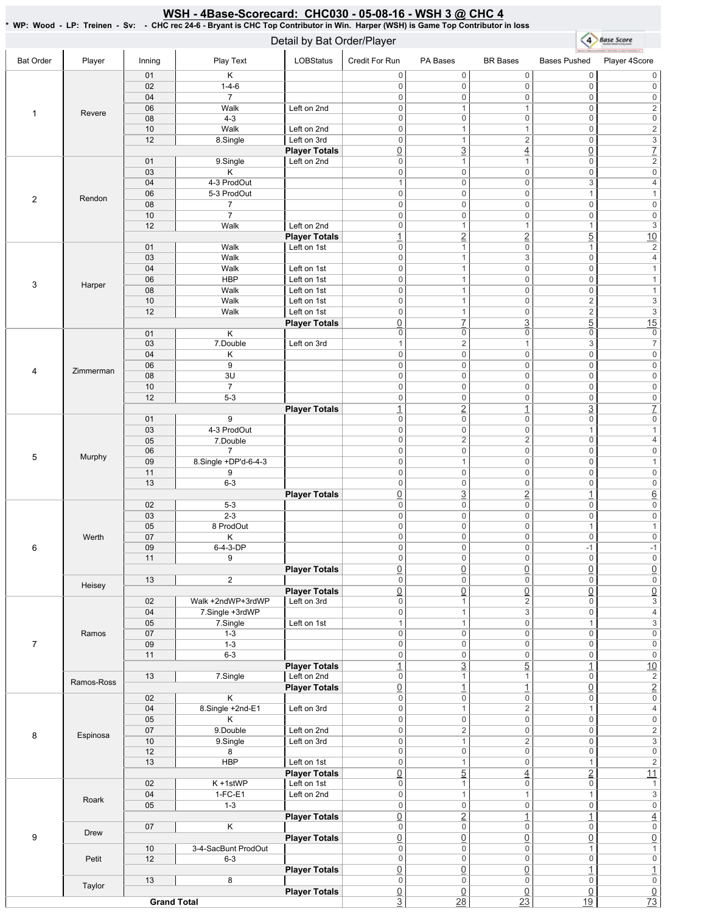# WSH - 4Base-Scorecard: CHC030 - 05-08-16 - WSH 3 @ CHC 4

* WP: Wood - LP: Treinen - Sv: - CHC rec 24-6 - Bryant is CHC Top Contributor in Win. Harper (WSH) is Game Top Contributor in loss

## Detail by Bat Order/Player

| Bat Order | Player | Inning | Play Text | LOBStatus | Credit For Run | PA Bases | BR Bases | Bases Pushed | Player 4Score |
|---|---|---|---|---|---|---|---|---|---|
| 1 | Revere | 01 | K | | 0 | 0 | 0 | 0 | 0 |
| | | 02 | 1-4-6 | | 0 | 0 | 0 | 0 | 0 |
| | | 04 | 7 | | 0 | 0 | 0 | 0 | 0 |
| | | 06 | Walk | Left on 2nd | 0 | 1 | 1 | 0 | 2 |
| | | 08 | 4-3 | | 0 | 0 | 0 | 0 | 0 |
| | | 10 | Walk | Left on 2nd | 0 | 1 | 1 | 0 | 2 |
| | | 12 | 8.Single | Left on 3rd | 0 | 1 | 2 | 0 | 3 |
| | | | | **Player Totals** | 0 | 3 | 4 | 0 | 7 |
| 2 | Rendon | 01 | 9.Single | Left on 2nd | 0 | 1 | 1 | 0 | 2 |
| | | 03 | K | | 0 | 0 | 0 | 0 | 0 |
| | | 04 | 4-3 ProdOut | | 1 | 0 | 0 | 3 | 4 |
| | | 06 | 5-3 ProdOut | | 0 | 0 | 0 | 1 | 1 |
| | | 08 | 7 | | 0 | 0 | 0 | 0 | 0 |
| | | 10 | 7 | | 0 | 0 | 0 | 0 | 0 |
| | | 12 | Walk | Left on 2nd | 0 | 1 | 1 | 1 | 3 |
| | | | | **Player Totals** | 1 | 2 | 2 | 5 | 10 |
| 3 | Harper | 01 | Walk | Left on 1st | 0 | 1 | 0 | 1 | 2 |
| | | 03 | Walk | | 0 | 1 | 3 | 0 | 4 |
| | | 04 | Walk | Left on 1st | 0 | 1 | 0 | 0 | 1 |
| | | 06 | HBP | Left on 1st | 0 | 1 | 0 | 0 | 1 |
| | | 08 | Walk | Left on 1st | 0 | 1 | 0 | 0 | 1 |
| | | 10 | Walk | Left on 1st | 0 | 1 | 0 | 2 | 3 |
| | | 12 | Walk | Left on 1st | 0 | 1 | 0 | 2 | 3 |
| | | | | **Player Totals** | 0 | 7 | 3 | 5 | 15 |
| 4 | Zimmerman | 01 | K | | 0 | 0 | 0 | 0 | 0 |
| | | 03 | 7.Double | Left on 3rd | 1 | 2 | 1 | 3 | 7 |
| | | 04 | K | | 0 | 0 | 0 | 0 | 0 |
| | | 06 | 9 | | 0 | 0 | 0 | 0 | 0 |
| | | 08 | 3U | | 0 | 0 | 0 | 0 | 0 |
| | | 10 | 7 | | 0 | 0 | 0 | 0 | 0 |
| | | 12 | 5-3 | | 0 | 0 | 0 | 0 | 0 |
| | | | | **Player Totals** | 1 | 2 | 1 | 3 | 7 |
| 5 | Murphy | 01 | 9 | | 0 | 0 | 0 | 0 | 0 |
| | | 03 | 4-3 ProdOut | | 0 | 0 | 0 | 1 | 1 |
| | | 05 | 7.Double | | 0 | 2 | 2 | 0 | 4 |
| | | 06 | 7 | | 0 | 0 | 0 | 0 | 0 |
| | | 09 | 8.Single +DP'd-6-4-3 | | 0 | 1 | 0 | 0 | 1 |
| | | 11 | 9 | | 0 | 0 | 0 | 0 | 0 |
| | | 13 | 6-3 | | 0 | 0 | 0 | 0 | 0 |
| | | | | **Player Totals** | 0 | 3 | 2 | 1 | 6 |
| 6 | Werth | 02 | 5-3 | | 0 | 0 | 0 | 0 | 0 |
| | | 03 | 2-3 | | 0 | 0 | 0 | 0 | 0 |
| | | 05 | 8 ProdOut | | 0 | 0 | 0 | 1 | 1 |
| | | 07 | K | | 0 | 0 | 0 | 0 | 0 |
| | | 09 | 6-4-3-DP | | 0 | 0 | 0 | -1 | -1 |
| | | 11 | 9 | | 0 | 0 | 0 | 0 | 0 |
| | | | | **Player Totals** | 0 | 0 | 0 | 0 | 0 |
| | Heisey | 13 | 2 | | 0 | 0 | 0 | 0 | 0 |
| | | | | **Player Totals** | 0 | 0 | 0 | 0 | 0 |
| 7 | Ramos | 02 | Walk +2ndWP+3rdWP | Left on 3rd | 0 | 1 | 2 | 0 | 3 |
| | | 04 | 7.Single +3rdWP | | 0 | 1 | 3 | 0 | 4 |
| | | 05 | 7.Single | Left on 1st | 1 | 1 | 0 | 1 | 3 |
| | | 07 | 1-3 | | 0 | 0 | 0 | 0 | 0 |
| | | 09 | 1-3 | | 0 | 0 | 0 | 0 | 0 |
| | | 11 | 6-3 | | 0 | 0 | 0 | 0 | 0 |
| | | | | **Player Totals** | 1 | 3 | 5 | 1 | 10 |
| | Ramos-Ross | 13 | 7.Single | Left on 2nd | 0 | 1 | 1 | 0 | 2 |
| | | | | **Player Totals** | 0 | 1 | 1 | 0 | 2 |
| 8 | Espinosa | 02 | K | | 0 | 0 | 0 | 0 | 0 |
| | | 04 | 8.Single +2nd-E1 | Left on 3rd | 0 | 1 | 2 | 1 | 4 |
| | | 05 | K | | 0 | 0 | 0 | 0 | 0 |
| | | 07 | 9.Double | Left on 2nd | 0 | 2 | 0 | 0 | 2 |
| | | 10 | 9.Single | Left on 3rd | 0 | 1 | 2 | 0 | 3 |
| | | 12 | 8 | | 0 | 0 | 0 | 0 | 0 |
| | | 13 | HBP | Left on 1st | 0 | 1 | 0 | 1 | 2 |
| | | | | **Player Totals** | 0 | 5 | 4 | 2 | 11 |
| 9 | Roark | 02 | K +1stWP | Left on 1st | 0 | 1 | 0 | 0 | 1 |
| | | 04 | 1-FC-E1 | Left on 2nd | 0 | 1 | 1 | 1 | 3 |
| | | 05 | 1-3 | | 0 | 0 | 0 | 0 | 0 |
| | | | | **Player Totals** | 0 | 2 | 1 | 1 | 4 |
| | Drew | 07 | K | | 0 | 0 | 0 | 0 | 0 |
| | | | | **Player Totals** | 0 | 0 | 0 | 0 | 0 |
| | Petit | 10 | 3-4-SacBunt ProdOut | | 0 | 0 | 0 | 1 | 1 |
| | | 12 | 6-3 | | 0 | 0 | 0 | 0 | 0 |
| | | | | **Player Totals** | 0 | 0 | 0 | 1 | 1 |
| | Taylor | 13 | 8 | | 0 | 0 | 0 | 0 | 0 |
| | | | | **Player Totals** | 0 | 0 | 0 | 0 | 0 |
| **Grand Total** | | | | | 3 | 28 | 23 | 19 | 73 |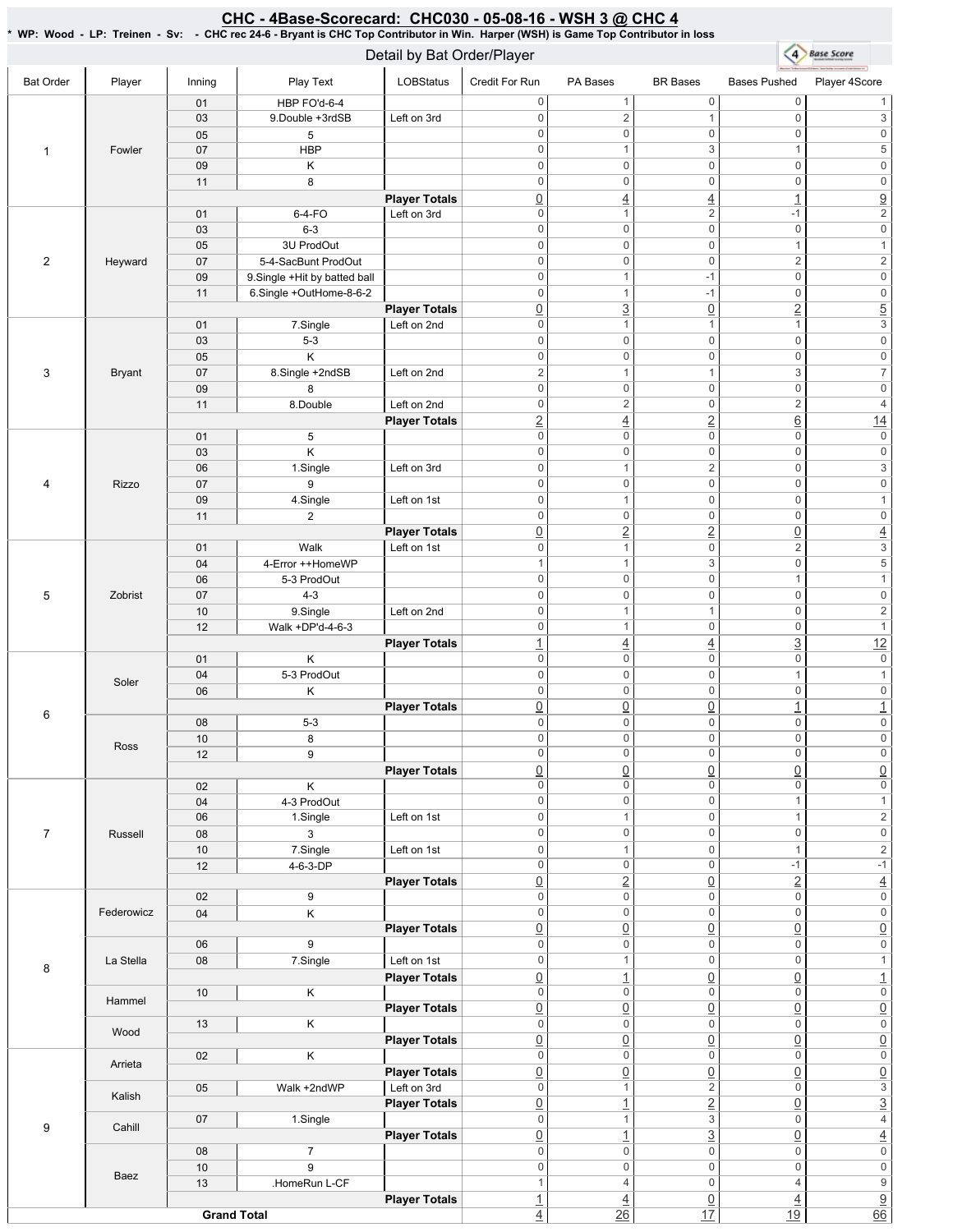# CHC - 4Base-Scorecard: CHC030 - 05-08-16 - WSH 3 @ CHC 4

* WP: Wood - LP: Treinen - Sv: - CHC rec 24-6 - Bryant is CHC Top Contributor in Win. Harper (WSH) is Game Top Contributor in loss

## Detail by Bat Order/Player

| Bat Order | Player | Inning | Play Text | LOBStatus | Credit For Run | PA Bases | BR Bases | Bases Pushed | Player 4Score |
|---|---|---|---|---|---|---|---|---|---|
| 1 | Fowler | 01 | HBP FO'd-6-4 | | 0 | 1 | 0 | 0 | 1 |
| | | 03 | 9.Double +3rdSB | Left on 3rd | 0 | 2 | 1 | 0 | 3 |
| | | 05 | 5 | | 0 | 0 | 0 | 0 | 0 |
| | | 07 | HBP | | 0 | 1 | 3 | 1 | 5 |
| | | 09 | K | | 0 | 0 | 0 | 0 | 0 |
| | | 11 | 8 | | 0 | 0 | 0 | 0 | 0 |
| | | | | Player Totals | 0 | 4 | 4 | 1 | 9 |
| 2 | Heyward | 01 | 6-4-FO | Left on 3rd | 0 | 1 | 2 | -1 | 2 |
| | | 03 | 6-3 | | 0 | 0 | 0 | 0 | 0 |
| | | 05 | 3U ProdOut | | 0 | 0 | 0 | 1 | 1 |
| | | 07 | 5-4-SacBunt ProdOut | | 0 | 0 | 0 | 2 | 2 |
| | | 09 | 9.Single +Hit by batted ball | | 0 | 1 | -1 | 0 | 0 |
| | | 11 | 6.Single +OutHome-8-6-2 | | 0 | 1 | -1 | 0 | 0 |
| | | | | Player Totals | 0 | 3 | 0 | 2 | 5 |
| 3 | Bryant | 01 | 7.Single | Left on 2nd | 0 | 1 | 1 | 1 | 3 |
| | | 03 | 5-3 | | 0 | 0 | 0 | 0 | 0 |
| | | 05 | K | | 0 | 0 | 0 | 0 | 0 |
| | | 07 | 8.Single +2ndSB | Left on 2nd | 2 | 1 | 1 | 3 | 7 |
| | | 09 | 8 | | 0 | 0 | 0 | 0 | 0 |
| | | 11 | 8.Double | Left on 2nd | 0 | 2 | 0 | 2 | 4 |
| | | | | Player Totals | 2 | 4 | 2 | 6 | 14 |
| 4 | Rizzo | 01 | 5 | | 0 | 0 | 0 | 0 | 0 |
| | | 03 | K | | 0 | 0 | 0 | 0 | 0 |
| | | 06 | 1.Single | Left on 3rd | 0 | 1 | 2 | 0 | 3 |
| | | 07 | 9 | | 0 | 0 | 0 | 0 | 0 |
| | | 09 | 4.Single | Left on 1st | 0 | 1 | 0 | 0 | 1 |
| | | 11 | 2 | | 0 | 0 | 0 | 0 | 0 |
| | | | | Player Totals | 0 | 2 | 2 | 0 | 4 |
| 5 | Zobrist | 01 | Walk | Left on 1st | 0 | 1 | 0 | 2 | 3 |
| | | 04 | 4-Error ++HomeWP | | 1 | 1 | 3 | 0 | 5 |
| | | 06 | 5-3 ProdOut | | 0 | 0 | 0 | 1 | 1 |
| | | 07 | 4-3 | | 0 | 0 | 0 | 0 | 0 |
| | | 10 | 9.Single | Left on 2nd | 0 | 1 | 1 | 0 | 2 |
| | | 12 | Walk +DP'd-4-6-3 | | 0 | 1 | 0 | 0 | 1 |
| | | | | Player Totals | 1 | 4 | 4 | 3 | 12 |
| 6 | Soler | 01 | K | | 0 | 0 | 0 | 0 | 0 |
| | | 04 | 5-3 ProdOut | | 0 | 0 | 0 | 1 | 1 |
| | | 06 | K | | 0 | 0 | 0 | 0 | 0 |
| | | | | Player Totals | 0 | 0 | 0 | 1 | 1 |
| | Ross | 08 | 5-3 | | 0 | 0 | 0 | 0 | 0 |
| | | 10 | 8 | | 0 | 0 | 0 | 0 | 0 |
| | | 12 | 9 | | 0 | 0 | 0 | 0 | 0 |
| | | | | Player Totals | 0 | 0 | 0 | 0 | 0 |
| 7 | Russell | 02 | K | | 0 | 0 | 0 | 0 | 0 |
| | | 04 | 4-3 ProdOut | | 0 | 0 | 0 | 1 | 1 |
| | | 06 | 1.Single | Left on 1st | 0 | 1 | 0 | 1 | 2 |
| | | 08 | 3 | | 0 | 0 | 0 | 0 | 0 |
| | | 10 | 7.Single | Left on 1st | 0 | 1 | 0 | 1 | 2 |
| | | 12 | 4-6-3-DP | | 0 | 0 | 0 | -1 | -1 |
| | | | | Player Totals | 0 | 2 | 0 | 2 | 4 |
| 8 | Federowicz | 02 | 9 | | 0 | 0 | 0 | 0 | 0 |
| | | 04 | K | | 0 | 0 | 0 | 0 | 0 |
| | | | | Player Totals | 0 | 0 | 0 | 0 | 0 |
| | La Stella | 06 | 9 | | 0 | 0 | 0 | 0 | 0 |
| | | 08 | 7.Single | Left on 1st | 0 | 1 | 0 | 0 | 1 |
| | | | | Player Totals | 0 | 1 | 0 | 0 | 1 |
| | Hammel | 10 | K | | 0 | 0 | 0 | 0 | 0 |
| | | | | Player Totals | 0 | 0 | 0 | 0 | 0 |
| | Wood | 13 | K | | 0 | 0 | 0 | 0 | 0 |
| | | | | Player Totals | 0 | 0 | 0 | 0 | 0 |
| 9 | Arrieta | 02 | K | | 0 | 0 | 0 | 0 | 0 |
| | | | | Player Totals | 0 | 0 | 0 | 0 | 0 |
| | Kalish | 05 | Walk +2ndWP | Left on 3rd | 0 | 1 | 2 | 0 | 3 |
| | | | | Player Totals | 0 | 1 | 2 | 0 | 3 |
| | Cahill | 07 | 1.Single | | 0 | 1 | 3 | 0 | 4 |
| | | | | Player Totals | 0 | 1 | 3 | 0 | 4 |
| | Baez | 08 | 7 | | 0 | 0 | 0 | 0 | 0 |
| | | 10 | 9 | | 0 | 0 | 0 | 0 | 0 |
| | | 13 | .HomeRun L-CF | | 1 | 4 | 0 | 4 | 9 |
| | | | | Player Totals | 1 | 4 | 0 | 4 | 9 |
| Grand Total | | | | | 4 | 26 | 17 | 19 | 66 |